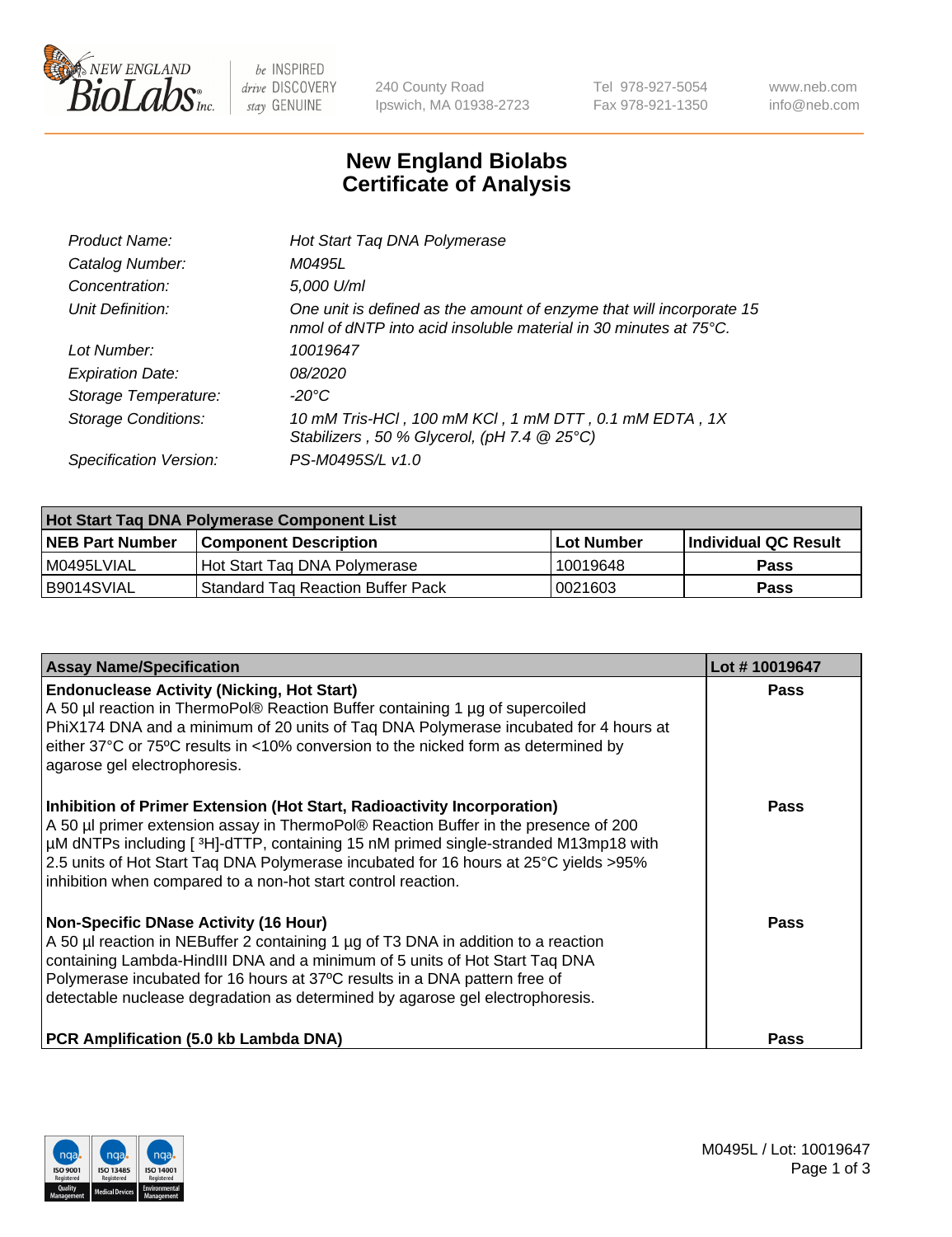# New England Biolabs Certificate of Analysis

| | |
|---|---|
| *Product Name:* | *Hot Start Taq DNA Polymerase* |
| *Catalog Number:* | *M0495L* |
| *Concentration:* | *5,000 U/ml* |
| *Unit Definition:* | *One unit is defined as the amount of enzyme that will incorporate 15 nmol of dNTP into acid insoluble material in 30 minutes at 75°C.* |
| *Lot Number:* | *10019647* |
| *Expiration Date:* | *08/2020* |
| *Storage Temperature:* | *-20°C* |
| *Storage Conditions:* | *10 mM Tris-HCl , 100 mM KCl , 1 mM DTT , 0.1 mM EDTA , 1X Stabilizers , 50 % Glycerol, (pH 7.4 @ 25°C)* |
| *Specification Version:* | *PS-M0495S/L v1.0* |

| **Hot Start Taq DNA Polymerase Component List** | | | |
|---|---|---|---|
| **NEB Part Number** | **Component Description** | **Lot Number** | **Individual QC Result** |
| M0495LVIAL | Hot Start Taq DNA Polymerase | 10019648 | **Pass** |
| B9014SVIAL | Standard Taq Reaction Buffer Pack | 0021603 | **Pass** |

| **Assay Name/Specification** | **Lot # 10019647** |
|---|---|
| **Endonuclease Activity (Nicking, Hot Start)**<br>A 50 µl reaction in ThermoPol® Reaction Buffer containing 1 µg of supercoiled PhiX174 DNA and a minimum of 20 units of Taq DNA Polymerase incubated for 4 hours at either 37°C or 75ºC results in <10% conversion to the nicked form as determined by agarose gel electrophoresis. | **Pass** |
| **Inhibition of Primer Extension (Hot Start, Radioactivity Incorporation)**<br>A 50 µl primer extension assay in ThermoPol® Reaction Buffer in the presence of 200 µM dNTPs including [ $^3$H]-dTTP, containing 15 nM primed single-stranded M13mp18 with 2.5 units of Hot Start Taq DNA Polymerase incubated for 16 hours at 25°C yields >95% inhibition when compared to a non-hot start control reaction. | **Pass** |
| **Non-Specific DNase Activity (16 Hour)**<br>A 50 µl reaction in NEBuffer 2 containing 1 µg of T3 DNA in addition to a reaction containing Lambda-HindIII DNA and a minimum of 5 units of Hot Start Taq DNA Polymerase incubated for 16 hours at 37ºC results in a DNA pattern free of detectable nuclease degradation as determined by agarose gel electrophoresis. | **Pass** |
| **PCR Amplification (5.0 kb Lambda DNA)** | **Pass** |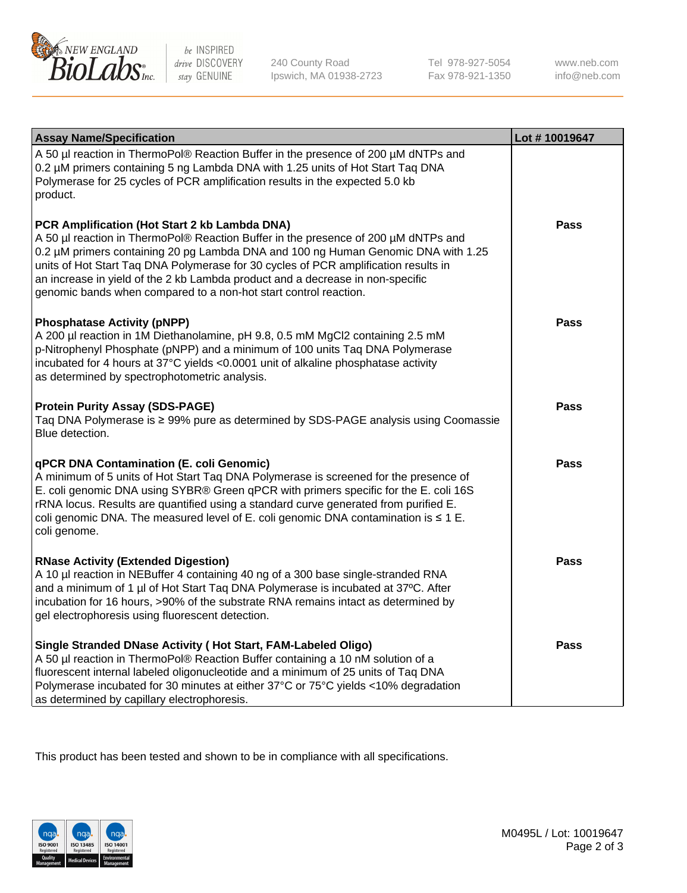| Assay Name/Specification | Lot # 10019647 |
|---|---|
| A 50 µl reaction in ThermoPol® Reaction Buffer in the presence of 200 µM dNTPs and 0.2 µM primers containing 5 ng Lambda DNA with 1.25 units of Hot Start Taq DNA Polymerase for 25 cycles of PCR amplification results in the expected 5.0 kb product. | |
| **PCR Amplification (Hot Start 2 kb Lambda DNA)**<br>A 50 µl reaction in ThermoPol® Reaction Buffer in the presence of 200 µM dNTPs and 0.2 µM primers containing 20 pg Lambda DNA and 100 ng Human Genomic DNA with 1.25 units of Hot Start Taq DNA Polymerase for 30 cycles of PCR amplification results in an increase in yield of the 2 kb Lambda product and a decrease in non-specific genomic bands when compared to a non-hot start control reaction. | **Pass** |
| **Phosphatase Activity (pNPP)**<br>A 200 µl reaction in 1M Diethanolamine, pH 9.8, 0.5 mM $MgCl_2$ containing 2.5 mM p-Nitrophenyl Phosphate (pNPP) and a minimum of 100 units Taq DNA Polymerase incubated for 4 hours at 37°C yields <0.0001 unit of alkaline phosphatase activity as determined by spectrophotometric analysis. | **Pass** |
| **Protein Purity Assay (SDS-PAGE)**<br>Taq DNA Polymerase is ≥ 99% pure as determined by SDS-PAGE analysis using Coomassie Blue detection. | **Pass** |
| **qPCR DNA Contamination (E. coli Genomic)**<br>A minimum of 5 units of Hot Start Taq DNA Polymerase is screened for the presence of E. coli genomic DNA using SYBR® Green qPCR with primers specific for the E. coli 16S rRNA locus. Results are quantified using a standard curve generated from purified E. coli genomic DNA. The measured level of E. coli genomic DNA contamination is ≤ 1 E. coli genome. | **Pass** |
| **RNase Activity (Extended Digestion)**<br>A 10 µl reaction in NEBuffer 4 containing 40 ng of a 300 base single-stranded RNA and a minimum of 1 µl of Hot Start Taq DNA Polymerase is incubated at 37ºC. After incubation for 16 hours, >90% of the substrate RNA remains intact as determined by gel electrophoresis using fluorescent detection. | **Pass** |
| **Single Stranded DNase Activity ( Hot Start, FAM-Labeled Oligo)**<br>A 50 µl reaction in ThermoPol® Reaction Buffer containing a 10 nM solution of a fluorescent internal labeled oligonucleotide and a minimum of 25 units of Taq DNA Polymerase incubated for 30 minutes at either 37°C or 75°C yields <10% degradation as determined by capillary electrophoresis. | **Pass** |

This product has been tested and shown to be in compliance with all specifications.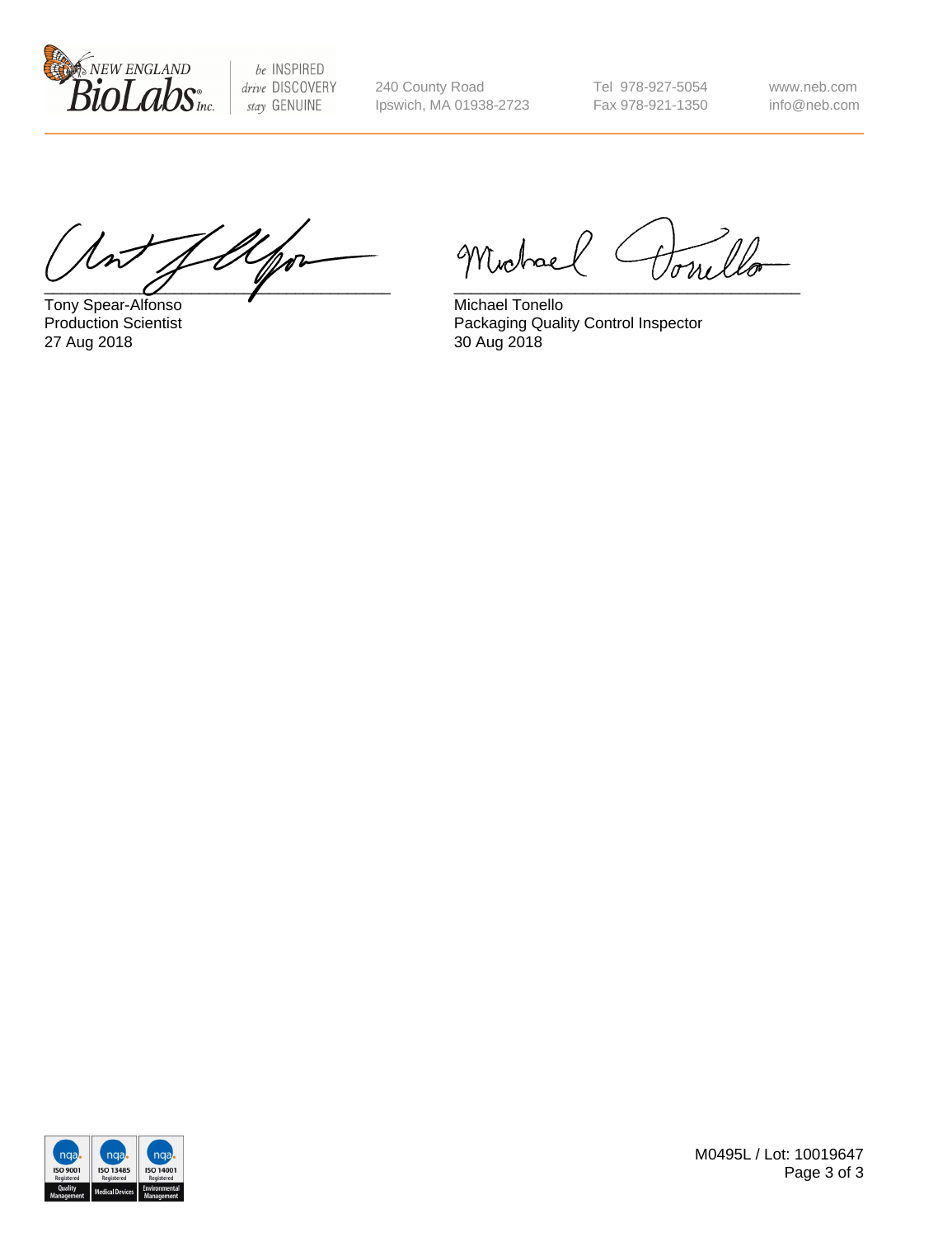Tony Spear-Alfonso
Production Scientist
27 Aug 2018

Michael Tonello
Packaging Quality Control Inspector
30 Aug 2018

M0495L / Lot: 10019647